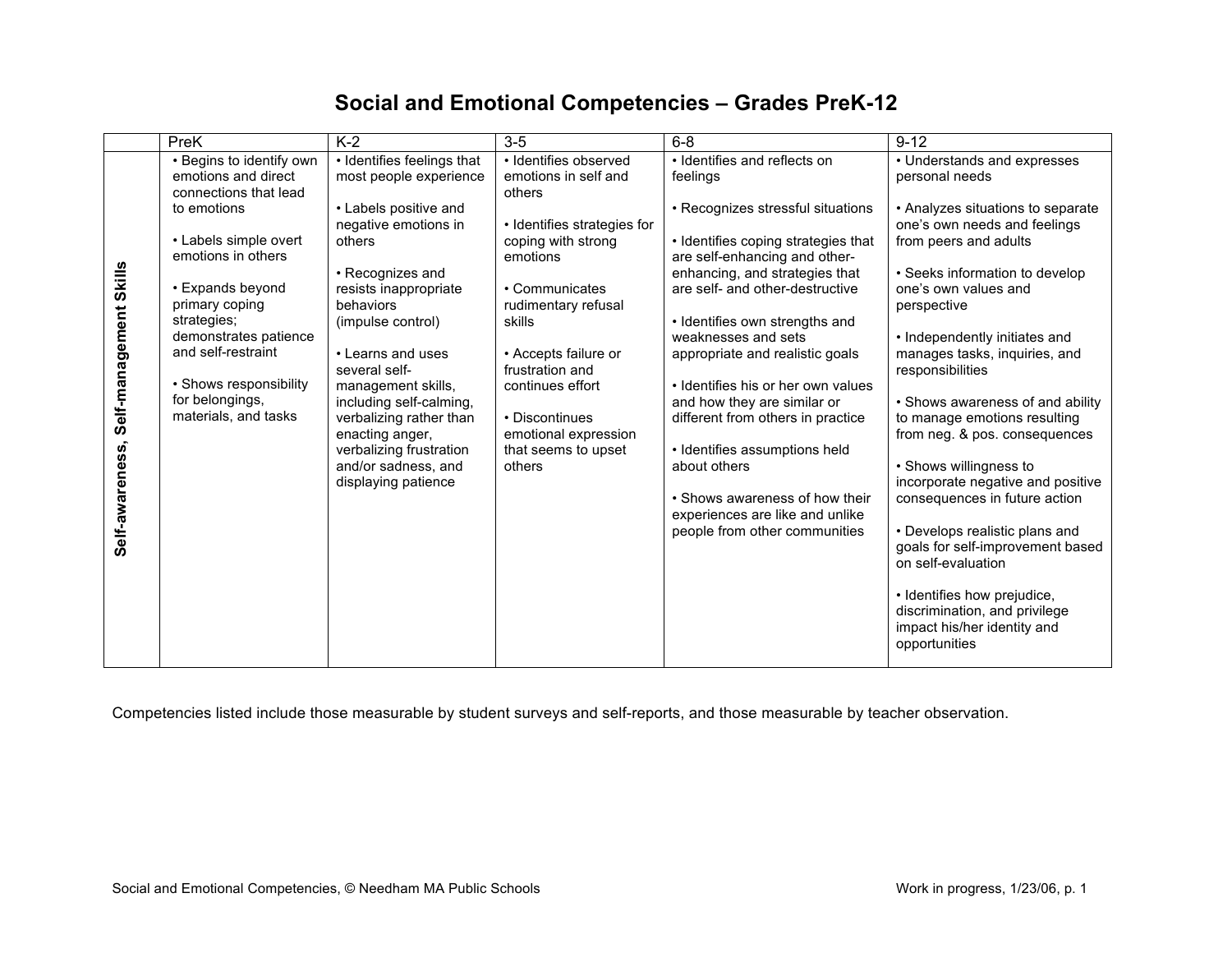# Social and Emotional Competencies – Grades PreK-12

| | PreK | K-2 | 3-5 | 6-8 | 9-12 |
|---|---|---|---|---|---|
| **Self-awareness, Self-management Skills** | • Begins to identify own emotions and direct connections that lead to emotions<br><br>• Labels simple overt emotions in others<br><br>• Expands beyond primary coping strategies; demonstrates patience and self-restraint<br><br>• Shows responsibility for belongings, materials, and tasks | • Identifies feelings that most people experience<br><br>• Labels positive and negative emotions in others<br><br>• Recognizes and resists inappropriate behaviors (impulse control)<br><br>• Learns and uses several self-management skills, including self-calming, verbalizing rather than enacting anger, verbalizing frustration and/or sadness, and displaying patience | • Identifies observed emotions in self and others<br><br>• Identifies strategies for coping with strong emotions<br><br>• Communicates rudimentary refusal skills<br><br>• Accepts failure or frustration and continues effort<br><br>• Discontinues emotional expression that seems to upset others | • Identifies and reflects on feelings<br><br>• Recognizes stressful situations<br><br>• Identifies coping strategies that are self-enhancing and other-enhancing, and strategies that are self- and other-destructive<br><br>• Identifies own strengths and weaknesses and sets appropriate and realistic goals<br><br>• Identifies his or her own values and how they are similar or different from others in practice<br><br>• Identifies assumptions held about others<br><br>• Shows awareness of how their experiences are like and unlike people from other communities | • Understands and expresses personal needs<br><br>• Analyzes situations to separate one's own needs and feelings from peers and adults<br><br>• Seeks information to develop one's own values and perspective<br><br>• Independently initiates and manages tasks, inquiries, and responsibilities<br><br>• Shows awareness of and ability to manage emotions resulting from neg. & pos. consequences<br><br>• Shows willingness to incorporate negative and positive consequences in future action<br><br>• Develops realistic plans and goals for self-improvement based on self-evaluation<br><br>• Identifies how prejudice, discrimination, and privilege impact his/her identity and opportunities |

Competencies listed include those measurable by student surveys and self-reports, and those measurable by teacher observation.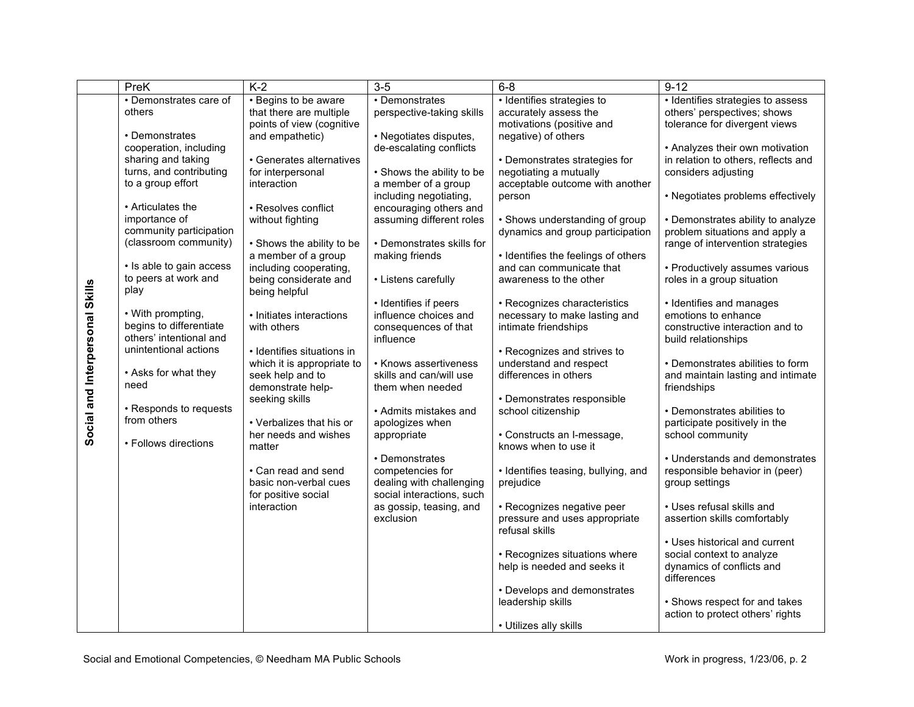| | PreK | K-2 | 3-5 | 6-8 | 9-12 |
|---|---|---|---|---|---|
| **Social and Interpersonal Skills** | • Demonstrates care of others<br><br>• Demonstrates cooperation, including sharing and taking turns, and contributing to a group effort<br><br>• Articulates the importance of community participation (classroom community)<br><br>• Is able to gain access to peers at work and play<br><br>• With prompting, begins to differentiate others' intentional and unintentional actions<br><br>• Asks for what they need<br><br>• Responds to requests from others<br><br>• Follows directions | • Begins to be aware that there are multiple points of view (cognitive and empathetic)<br><br>• Generates alternatives for interpersonal interaction<br><br>• Resolves conflict without fighting<br><br>• Shows the ability to be a member of a group including cooperating, being considerate and being helpful<br><br>• Initiates interactions with others<br><br>• Identifies situations in which it is appropriate to seek help and to demonstrate help-seeking skills<br><br>• Verbalizes that his or her needs and wishes matter<br><br>• Can read and send basic non-verbal cues for positive social interaction | • Demonstrates perspective-taking skills<br><br>• Negotiates disputes, de-escalating conflicts<br><br>• Shows the ability to be a member of a group including negotiating, encouraging others and assuming different roles<br><br>• Demonstrates skills for making friends<br><br>• Listens carefully<br><br>• Identifies if peers influence choices and consequences of that influence<br><br>• Knows assertiveness skills and can/will use them when needed<br><br>• Admits mistakes and apologizes when appropriate<br><br>• Demonstrates competencies for dealing with challenging social interactions, such as gossip, teasing, and exclusion | • Identifies strategies to accurately assess the motivations (positive and negative) of others<br><br>• Demonstrates strategies for negotiating a mutually acceptable outcome with another person<br><br>• Shows understanding of group dynamics and group participation<br><br>• Identifies the feelings of others and can communicate that awareness to the other<br><br>• Recognizes characteristics necessary to make lasting and intimate friendships<br><br>• Recognizes and strives to understand and respect differences in others<br><br>• Demonstrates responsible school citizenship<br><br>• Constructs an I-message, knows when to use it<br><br>• Identifies teasing, bullying, and prejudice<br><br>• Recognizes negative peer pressure and uses appropriate refusal skills<br><br>• Recognizes situations where help is needed and seeks it<br><br>• Develops and demonstrates leadership skills<br><br>• Utilizes ally skills | • Identifies strategies to assess others' perspectives; shows tolerance for divergent views<br><br>• Analyzes their own motivation in relation to others, reflects and considers adjusting<br><br>• Negotiates problems effectively<br><br>• Demonstrates ability to analyze problem situations and apply a range of intervention strategies<br><br>• Productively assumes various roles in a group situation<br><br>• Identifies and manages emotions to enhance constructive interaction and to build relationships<br><br>• Demonstrates abilities to form and maintain lasting and intimate friendships<br><br>• Demonstrates abilities to participate positively in the school community<br><br>• Understands and demonstrates responsible behavior in (peer) group settings<br><br>• Uses refusal skills and assertion skills comfortably<br><br>• Uses historical and current social context to analyze dynamics of conflicts and differences<br><br>• Shows respect for and takes action to protect others' rights |

Social and Emotional Competencies, © Needham MA Public Schools — Work in progress, 1/23/06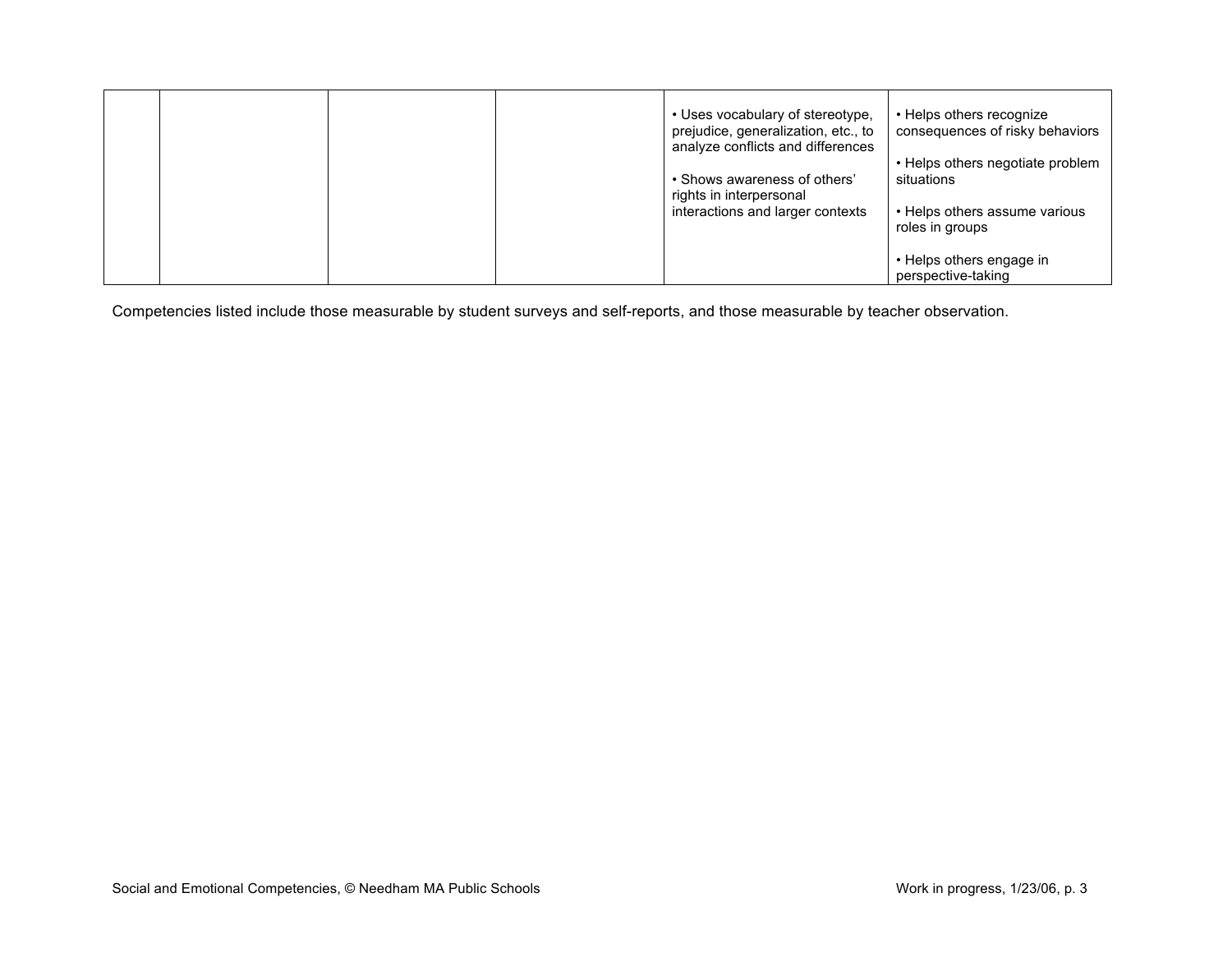| | | | | | |
|---|---|---|---|---|---|
| | | | | • Uses vocabulary of stereotype, prejudice, generalization, etc., to analyze conflicts and differences<br><br>• Shows awareness of others' rights in interpersonal interactions and larger contexts | • Helps others recognize consequences of risky behaviors<br><br>• Helps others negotiate problem situations<br><br>• Helps others assume various roles in groups<br><br>• Helps others engage in perspective-taking |

Competencies listed include those measurable by student surveys and self-reports, and those measurable by teacher observation.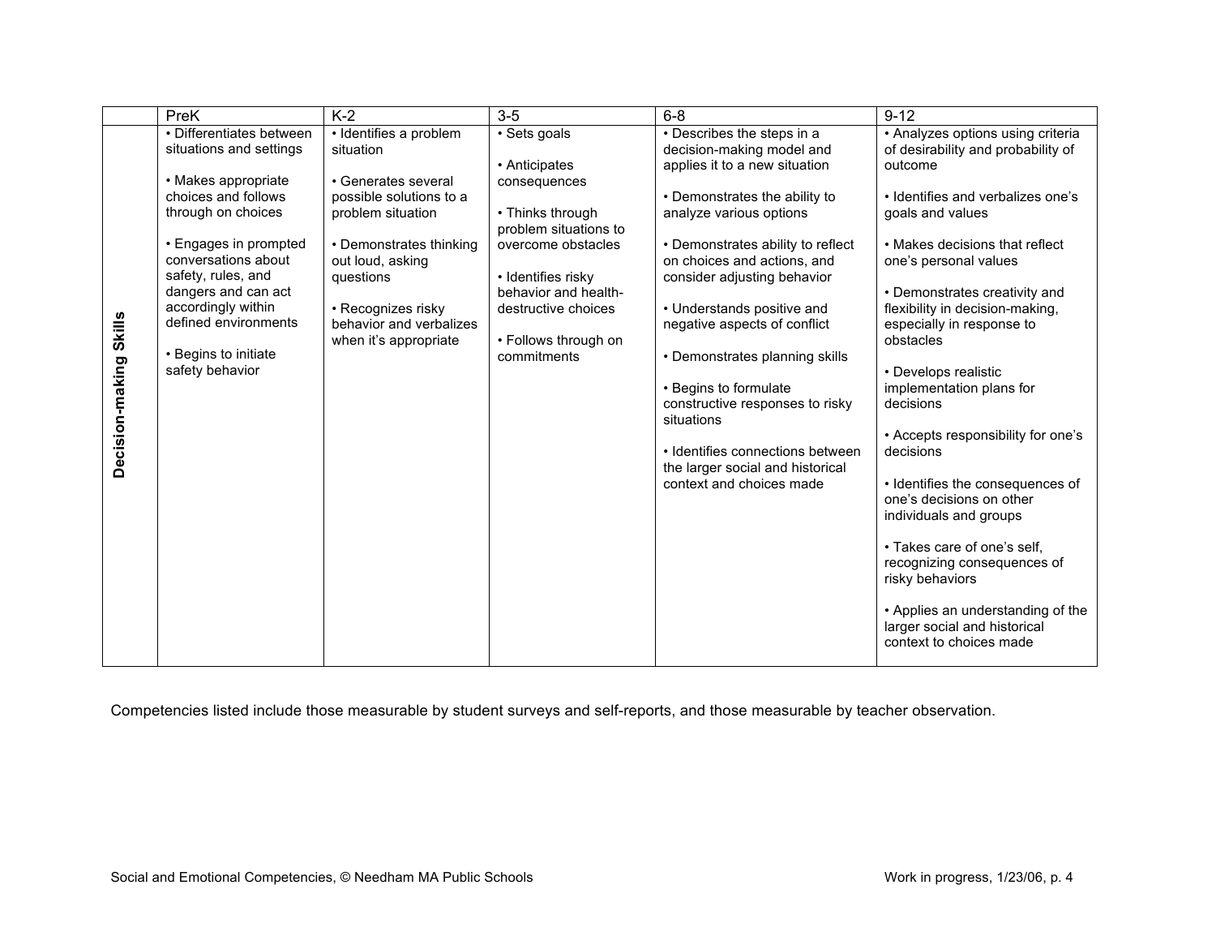| | PreK | K-2 | 3-5 | 6-8 | 9-12 |
|---|---|---|---|---|---|
| **Decision-making Skills** | • Differentiates between situations and settings<br><br>• Makes appropriate choices and follows through on choices<br><br>• Engages in prompted conversations about safety, rules, and dangers and can act accordingly within defined environments<br><br>• Begins to initiate safety behavior | • Identifies a problem situation<br><br>• Generates several possible solutions to a problem situation<br><br>• Demonstrates thinking out loud, asking questions<br><br>• Recognizes risky behavior and verbalizes when it's appropriate | • Sets goals<br><br>• Anticipates consequences<br><br>• Thinks through problem situations to overcome obstacles<br><br>• Identifies risky behavior and health-destructive choices<br><br>• Follows through on commitments | • Describes the steps in a decision-making model and applies it to a new situation<br><br>• Demonstrates the ability to analyze various options<br><br>• Demonstrates ability to reflect on choices and actions, and consider adjusting behavior<br><br>• Understands positive and negative aspects of conflict<br><br>• Demonstrates planning skills<br><br>• Begins to formulate constructive responses to risky situations<br><br>• Identifies connections between the larger social and historical context and choices made | • Analyzes options using criteria of desirability and probability of outcome<br><br>• Identifies and verbalizes one's goals and values<br><br>• Makes decisions that reflect one's personal values<br><br>• Demonstrates creativity and flexibility in decision-making, especially in response to obstacles<br><br>• Develops realistic implementation plans for decisions<br><br>• Accepts responsibility for one's decisions<br><br>• Identifies the consequences of one's decisions on other individuals and groups<br><br>• Takes care of one's self, recognizing consequences of risky behaviors<br><br>• Applies an understanding of the larger social and historical context to choices made |

Competencies listed include those measurable by student surveys and self-reports, and those measurable by teacher observation.